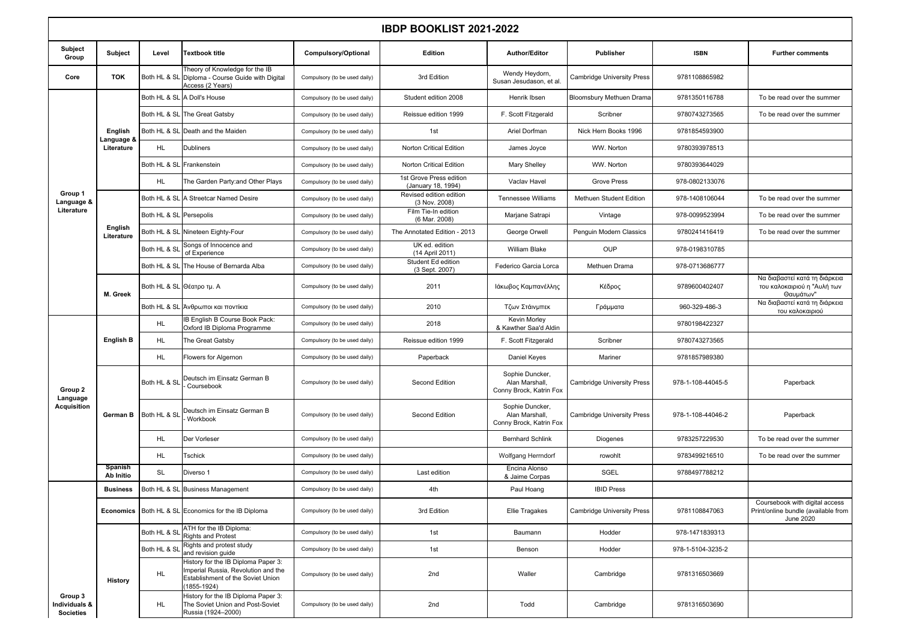# IBDP BOOKLIST 2021-2022

| Subject Group | Subject | Level | Textbook title | Compulsory/Optional | Edition | Author/Editor | Publisher | ISBN | Further comments |
|---|---|---|---|---|---|---|---|---|---|
| Core | TOK | Both HL & SL | Theory of Knowledge for the IB Diploma - Course Guide with Digital Access (2 Years) | Compulsory (to be used daily) | 3rd Edition | Wendy Heydorn, Susan Jesudason, et al. | Cambridge University Press | 9781108865982 | |
| Group 1 Language & Literature | English Language & Literature | Both HL & SL | A Doll's House | Compulsory (to be used daily) | Student edition 2008 | Henrik Ibsen | Bloomsbury Methuen Drama | 9781350116788 | To be read over the summer |
| | | Both HL & SL | The Great Gatsby | Compulsory (to be used daily) | Reissue edition 1999 | F. Scott Fitzgerald | Scribner | 9780743273565 | To be read over the summer |
| | | Both HL & SL | Death and the Maiden | Compulsory (to be used daily) | 1st | Ariel Dorfman | Nick Hern Books 1996 | 9781854593900 | |
| | | HL | Dubliners | Compulsory (to be used daily) | Norton Critical Edition | James Joyce | WW. Norton | 9780393978513 | |
| | | Both HL & SL | Frankenstein | Compulsory (to be used daily) | Norton Critical Edition | Mary Shelley | WW. Norton | 9780393644029 | |
| | | HL | The Garden Party:and Other Plays | Compulsory (to be used daily) | 1st Grove Press edition (January 18, 1994) | Vaclav Havel | Grove Press | 978-0802133076 | |
| | English Literature | Both HL & SL | A Streetcar Named Desire | Compulsory (to be used daily) | Revised edition edition (3 Nov. 2008) | Tennessee Williams | Methuen Student Edition | 978-1408106044 | To be read over the summer |
| | | Both HL & SL | Persepolis | Compulsory (to be used daily) | Film Tie-In edition (6 Mar. 2008) | Marjane Satrapi | Vintage | 978-0099523994 | To be read over the summer |
| | | Both HL & SL | Nineteen Eighty-Four | Compulsory (to be used daily) | The Annotated Edition - 2013 | George Orwell | Penguin Modern Classics | 9780241416419 | To be read over the summer |
| | | Both HL & SL | Songs of Innocence and of Experience | Compulsory (to be used daily) | UK ed. edition (14 April 2011) | William Blake | OUP | 978-0198310785 | |
| | | Both HL & SL | The House of Bernarda Alba | Compulsory (to be used daily) | Student Ed edition (3 Sept. 2007) | Federico Garcia Lorca | Methuen Drama | 978-0713686777 | |
| | M. Greek | Both HL & SL | Θέατρο τμ. Α | Compulsory (to be used daily) | 2011 | Ιάκωβος Καμπανέλλης | Κέδρος | 9789600402407 | Να διαβαστεί κατά τη διάρκεια του καλοκαιριού η "Αυλή των Θαυμάτων" |
| | | Both HL & SL | Άνθρωποι και ποντίκια | Compulsory (to be used daily) | 2010 | Τζων Στάινμπεκ | Γράμματα | 960-329-486-3 | Να διαβαστεί κατά τη διάρκεια του καλοκαιριού |
| Group 2 Language Acquisition | English B | HL | IB English B Course Book Pack: Oxford IB Diploma Programme | Compulsory (to be used daily) | 2018 | Kevin Morley & Kawther Saa'd Aldin | | 9780198422327 | |
| | | HL | The Great Gatsby | Compulsory (to be used daily) | Reissue edition 1999 | F. Scott Fitzgerald | Scribner | 9780743273565 | |
| | | HL | Flowers for Algernon | Compulsory (to be used daily) | Paperback | Daniel Keyes | Mariner | 9781857989380 | |
| | German B | Both HL & SL | Deutsch im Einsatz German B - Coursebook | Compulsory (to be used daily) | Second Edition | Sophie Duncker, Alan Marshall, Conny Brock, Katrin Fox | Cambridge University Press | 978-1-108-44045-5 | Paperback |
| | | Both HL & SL | Deutsch im Einsatz German B - Workbook | Compulsory (to be used daily) | Second Edition | Sophie Duncker, Alan Marshall, Conny Brock, Katrin Fox | Cambridge University Press | 978-1-108-44046-2 | Paperback |
| | | HL | Der Vorleser | Compulsory (to be used daily) | | Bernhard Schlink | Diogenes | 9783257229530 | To be read over the summer |
| | | HL | Tschick | Compulsory (to be used daily) | | Wolfgang Herrndorf | rowohlt | 9783499216510 | To be read over the summer |
| | Spanish Ab Initio | SL | Diverso 1 | Compulsory (to be used daily) | Last edition | Encina Alonso & Jaime Corpas | SGEL | 9788497788212 | |
| Group 3 Individuals & Societies | Business | Both HL & SL | Business Management | Compulsory (to be used daily) | 4th | Paul Hoang | IBID Press | | |
| | Economics | Both HL & SL | Economics for the IB Diploma | Compulsory (to be used daily) | 3rd Edition | Ellie Tragakes | Cambridge University Press | 9781108847063 | Coursebook with digital access Print/online bundle (available from June 2020 |
| | History | Both HL & SL | ATH for the IB Diploma: Rights and Protest | Compulsory (to be used daily) | 1st | Baumann | Hodder | 978-1471839313 | |
| | | Both HL & SL | Rights and protest study and revision guide | Compulsory (to be used daily) | 1st | Benson | Hodder | 978-1-5104-3235-2 | |
| | | HL | History for the IB Diploma Paper 3: Imperial Russia, Revolution and the Establishment of the Soviet Union (1855-1924) | Compulsory (to be used daily) | 2nd | Waller | Cambridge | 9781316503669 | |
| | | HL | History for the IB Diploma Paper 3: The Soviet Union and Post-Soviet Russia (1924–2000) | Compulsory (to be used daily) | 2nd | Todd | Cambridge | 9781316503690 | |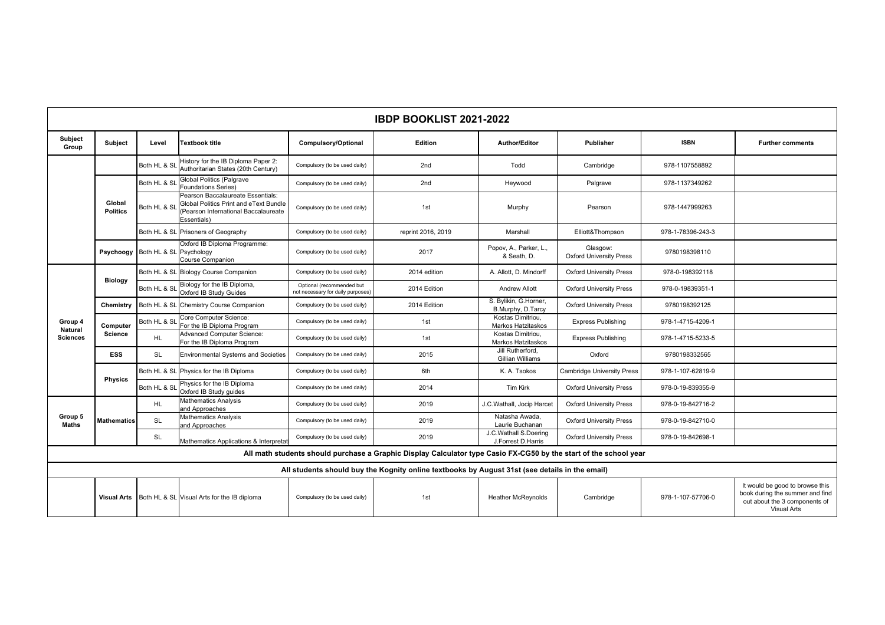| IBDP BOOKLIST 2021-2022 | | | | | | | | | |
|---|---|---|---|---|---|---|---|---|---|
| **Subject Group** | **Subject** | **Level** | **Textbook title** | **Compulsory/Optional** | **Edition** | **Author/Editor** | **Publisher** | **ISBN** | **Further comments** |
| | | Both HL & SL | History for the IB Diploma Paper 2: Authoritarian States (20th Century) | Compulsory (to be used daily) | 2nd | Todd | Cambridge | 978-1107558892 | |
| | **Global Politics** | Both HL & SL | Global Politics (Palgrave Foundations Series) | Compulsory (to be used daily) | 2nd | Heywood | Palgrave | 978-1137349262 | |
| | | Both HL & SL | Pearson Baccalaureate Essentials: Global Politics Print and eText Bundle (Pearson International Baccalaureate Essentials) | Compulsory (to be used daily) | 1st | Murphy | Pearson | 978-1447999263 | |
| | | Both HL & SL | Prisoners of Geography | Compulsory (to be used daily) | reprint 2016, 2019 | Marshall | Elliott&Thompson | 978-1-78396-243-3 | |
| | **Psychoogy** | Both HL & SL | Oxford IB Diploma Programme: Psychology Course Companion | Compulsory (to be used daily) | 2017 | Popov, A., Parker, L., & Seath, D. | Glasgow: Oxford University Press | 9780198398110 | |
| **Group 4 Natural Sciences** | **Biology** | Both HL & SL | Biology Course Companion | Compulsory (to be used daily) | 2014 edition | A. Allott, D. Mindorff | Oxford University Press | 978-0-198392118 | |
| | | Both HL & SL | Biology for the IB Diploma, Oxford IB Study Guides | Optional (recommended but not necessary for daily purposes) | 2014 Edition | Andrew Allott | Oxford University Press | 978-0-19839351-1 | |
| | **Chemistry** | Both HL & SL | Chemistry Course Companion | Compulsory (to be used daily) | 2014 Edition | S. Bylikin, G.Horner, B.Murphy, D.Tarcy | Oxford University Press | 9780198392125 | |
| | **Computer Science** | Both HL & SL | Core Computer Science: For the IB Diploma Program | Compulsory (to be used daily) | 1st | Kostas Dimitriou, Markos Hatzitaskos | Express Publishing | 978-1-4715-4209-1 | |
| | | HL | Advanced Computer Science: For the IB Diploma Program | Compulsory (to be used daily) | 1st | Kostas Dimitriou, Markos Hatzitaskos | Express Publishing | 978-1-4715-5233-5 | |
| | **ESS** | SL | Environmental Systems and Societies | Compulsory (to be used daily) | 2015 | Jill Rutherford, Gillian Williams | Oxford | 9780198332565 | |
| | **Physics** | Both HL & SL | Physics for the IB Diploma | Compulsory (to be used daily) | 6th | K. A. Tsokos | Cambridge University Press | 978-1-107-62819-9 | |
| | | Both HL & SL | Physics for the IB Diploma Oxford IB Study guides | Compulsory (to be used daily) | 2014 | Tim Kirk | Oxford University Press | 978-0-19-839355-9 | |
| **Group 5 Maths** | **Mathematics** | HL | Mathematics Analysis and Approaches | Compulsory (to be used daily) | 2019 | J.C.Wathall, Jocip Harcet | Oxford University Press | 978-0-19-842716-2 | |
| | | SL | Mathematics Analysis and Approaches | Compulsory (to be used daily) | 2019 | Natasha Awada, Laurie Buchanan | Oxford University Press | 978-0-19-842710-0 | |
| | | SL | Mathematics Applications & Interpretat | Compulsory (to be used daily) | 2019 | J.C.Wathall S.Doering J.Forrest D.Harris | Oxford University Press | 978-0-19-842698-1 | |
| **All math students should purchase a Graphic Display Calculator type Casio FX-CG50 by the start of the school year** | | | | | | | | | |
| **All students should buy the Kognity online textbooks by August 31st (see details in the email)** | | | | | | | | | |
| | **Visual Arts** | Both HL & SL | Visual Arts for the IB diploma | Compulsory (to be used daily) | 1st | Heather McReynolds | Cambridge | 978-1-107-57706-0 | It would be good to browse this book during the summer and find out about the 3 components of Visual Arts |